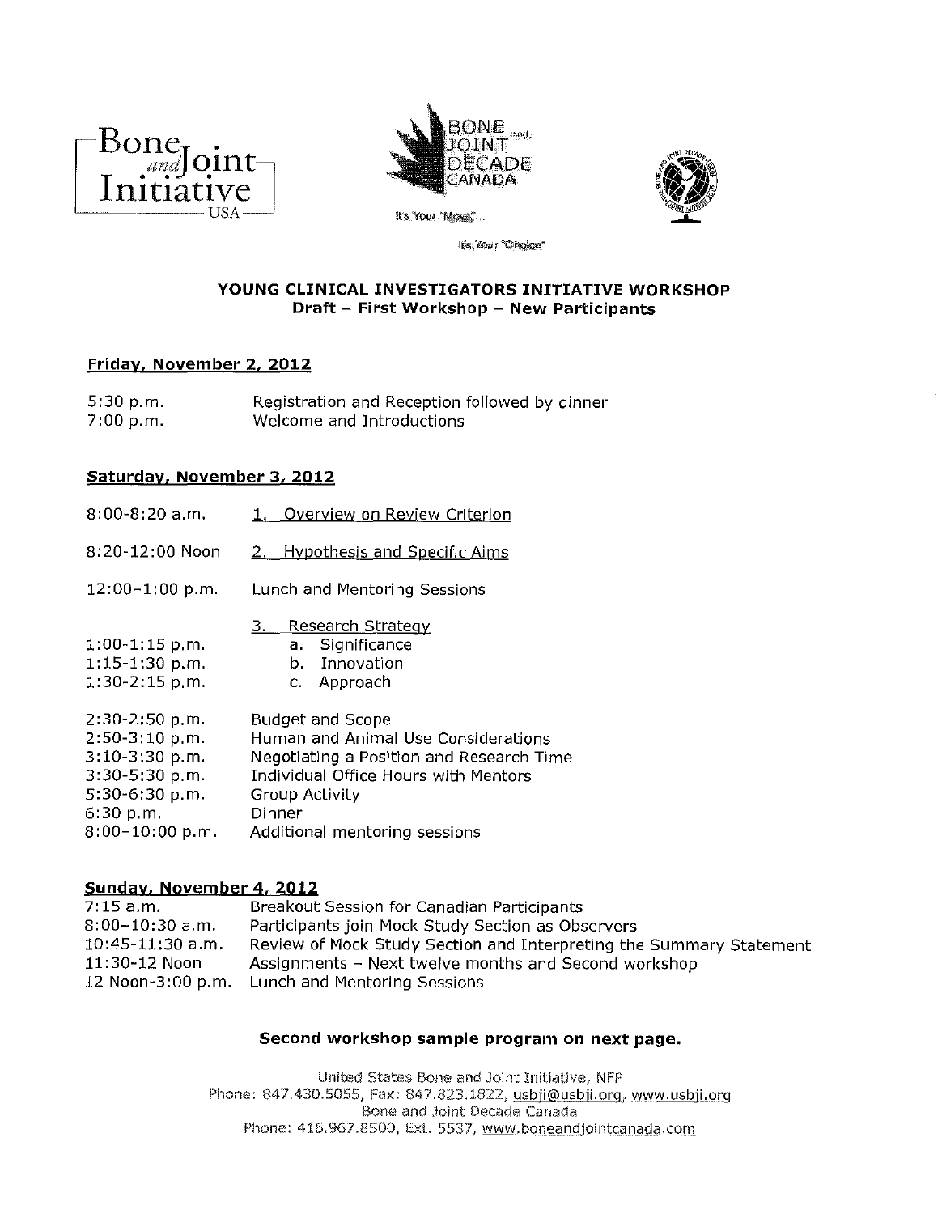Bone and Joint Initiative USA

BONE and JOINT DECADE CANADA

It's Your "Move"...

It's Your "Choice"

## YOUNG CLINICAL INVESTIGATORS INITIATIVE WORKSHOP

**Draft – First Workshop – New Participants**

### Friday, November 2, 2012

| | |
|---|---|
| 5:30 p.m. | Registration and Reception followed by dinner |
| 7:00 p.m. | Welcome and Introductions |

### Saturday, November 3, 2012

| | |
|---|---|
| 8:00-8:20 a.m. | 1. Overview on Review Criterion |
| 8:20-12:00 Noon | 2. Hypothesis and Specific Aims |
| 12:00–1:00 p.m. | Lunch and Mentoring Sessions |
| | 3. Research Strategy |
| 1:00-1:15 p.m. | a. Significance |
| 1:15-1:30 p.m. | b. Innovation |
| 1:30-2:15 p.m. | c. Approach |
| 2:30-2:50 p.m. | Budget and Scope |
| 2:50-3:10 p.m. | Human and Animal Use Considerations |
| 3:10-3:30 p.m. | Negotiating a Position and Research Time |
| 3:30-5:30 p.m. | Individual Office Hours with Mentors |
| 5:30-6:30 p.m. | Group Activity |
| 6:30 p.m. | Dinner |
| 8:00–10:00 p.m. | Additional mentoring sessions |

### Sunday, November 4, 2012

| | |
|---|---|
| 7:15 a.m. | Breakout Session for Canadian Participants |
| 8:00–10:30 a.m. | Participants join Mock Study Section as Observers |
| 10:45-11:30 a.m. | Review of Mock Study Section and Interpreting the Summary Statement |
| 11:30-12 Noon | Assignments – Next twelve months and Second workshop |
| 12 Noon-3:00 p.m. | Lunch and Mentoring Sessions |

**Second workshop sample program on next page.**

United States Bone and Joint Initiative, NFP
Phone: 847.430.5055, Fax: 847.823.1822, usbji@usbji.org, www.usbji.org
Bone and Joint Decade Canada
Phone: 416.967.8500, Ext. 5537, www.boneandjointcanada.com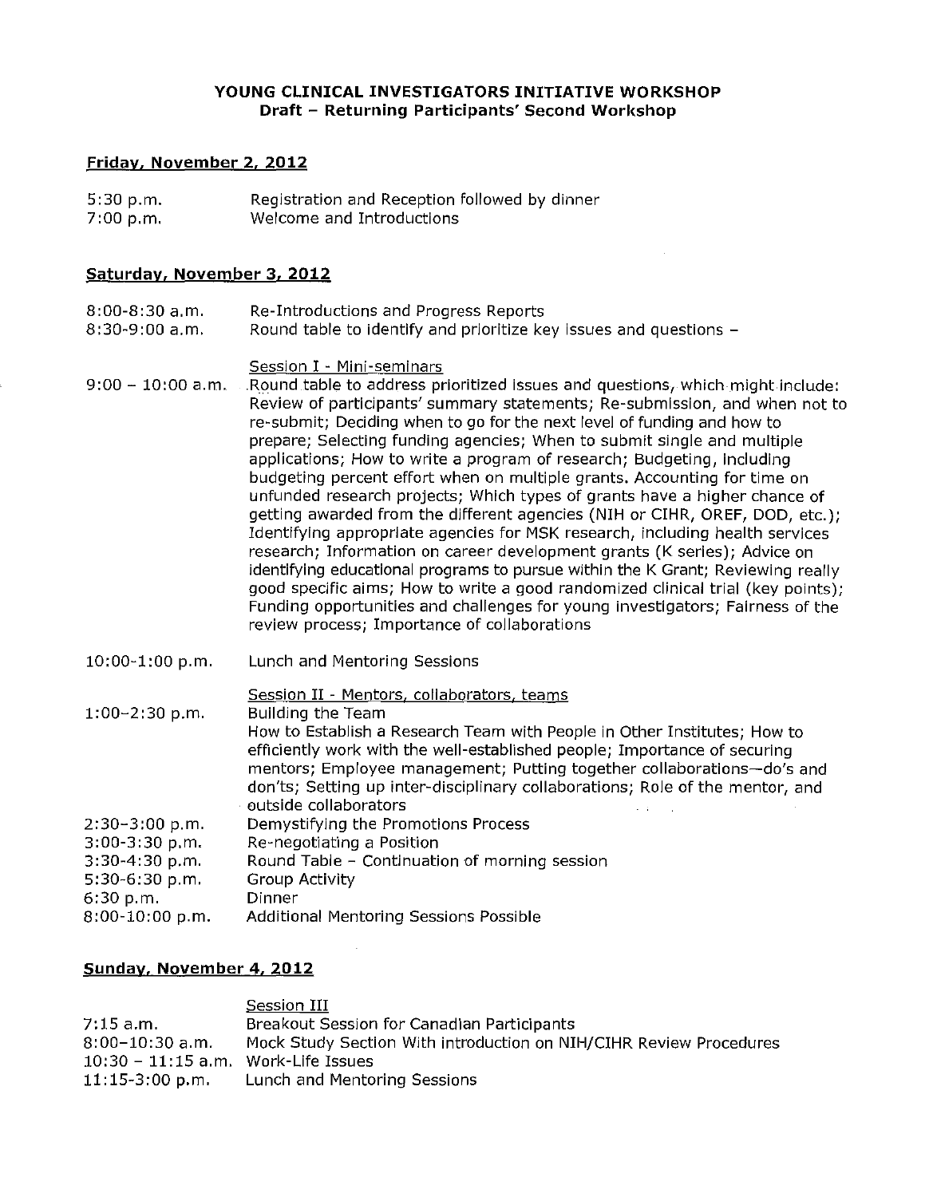**YOUNG CLINICAL INVESTIGATORS INITIATIVE WORKSHOP**
**Draft – Returning Participants' Second Workshop**

## Friday, November 2, 2012

| | |
|---|---|
| 5:30 p.m. | Registration and Reception followed by dinner |
| 7:00 p.m. | Welcome and Introductions |

## Saturday, November 3, 2012

| | |
|---|---|
| 8:00-8:30 a.m. | Re-Introductions and Progress Reports |
| 8:30-9:00 a.m. | Round table to identify and prioritize key issues and questions – |
| | Session I - Mini-seminars |
| 9:00 – 10:00 a.m. | Round table to address prioritized issues and questions, which might include: Review of participants' summary statements; Re-submission, and when not to re-submit; Deciding when to go for the next level of funding and how to prepare; Selecting funding agencies; When to submit single and multiple applications; How to write a program of research; Budgeting, including budgeting percent effort when on multiple grants. Accounting for time on unfunded research projects; Which types of grants have a higher chance of getting awarded from the different agencies (NIH or CIHR, OREF, DOD, etc.); Identifying appropriate agencies for MSK research, including health services research; Information on career development grants (K series); Advice on identifying educational programs to pursue within the K Grant; Reviewing really good specific aims; How to write a good randomized clinical trial (key points); Funding opportunities and challenges for young investigators; Fairness of the review process; Importance of collaborations |
| 10:00-1:00 p.m. | Lunch and Mentoring Sessions |
| | Session II - Mentors, collaborators, teams |
| 1:00–2:30 p.m. | Building the Team<br>How to Establish a Research Team with People in Other Institutes; How to efficiently work with the well-established people; Importance of securing mentors; Employee management; Putting together collaborations—do's and don'ts; Setting up inter-disciplinary collaborations; Role of the mentor, and outside collaborators |
| 2:30–3:00 p.m. | Demystifying the Promotions Process |
| 3:00-3:30 p.m. | Re-negotiating a Position |
| 3:30-4:30 p.m. | Round Table – Continuation of morning session |
| 5:30-6:30 p.m. | Group Activity |
| 6:30 p.m. | Dinner |
| 8:00-10:00 p.m. | Additional Mentoring Sessions Possible |

## Sunday, November 4, 2012

| | |
|---|---|
| | Session III |
| 7:15 a.m. | Breakout Session for Canadian Participants |
| 8:00–10:30 a.m. | Mock Study Section With introduction on NIH/CIHR Review Procedures |
| 10:30 – 11:15 a.m. | Work-Life Issues |
| 11:15-3:00 p.m. | Lunch and Mentoring Sessions |